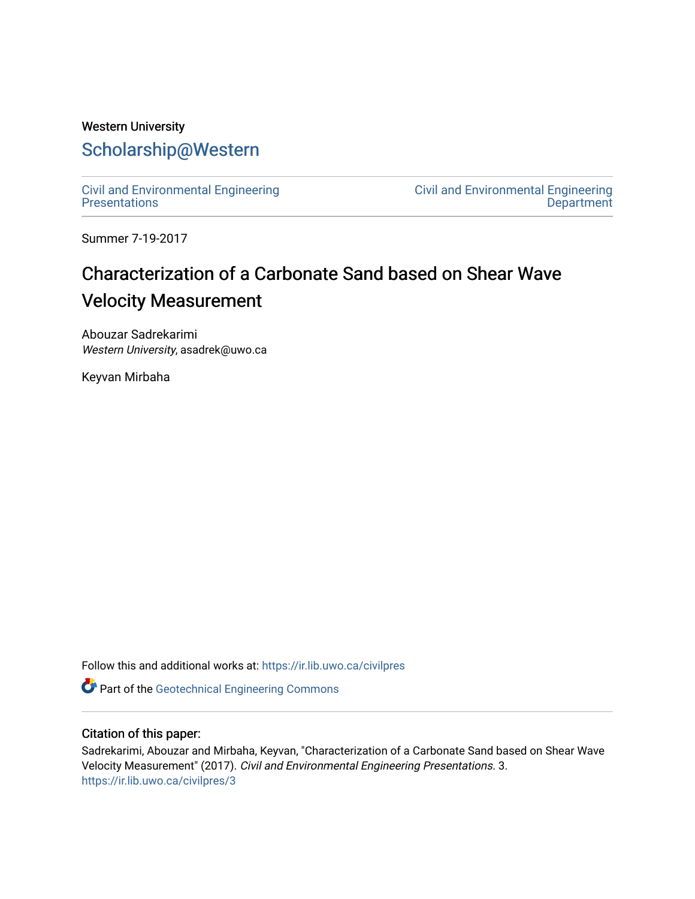Western University

# Scholarship@Western

Civil and Environmental Engineering Presentations

Civil and Environmental Engineering Department

Summer 7-19-2017

## Characterization of a Carbonate Sand based on Shear Wave Velocity Measurement

Abouzar Sadrekarimi
*Western University*, asadrek@uwo.ca

Keyvan Mirbaha

Follow this and additional works at: https://ir.lib.uwo.ca/civilpres

Part of the Geotechnical Engineering Commons

### Citation of this paper:

Sadrekarimi, Abouzar and Mirbaha, Keyvan, "Characterization of a Carbonate Sand based on Shear Wave Velocity Measurement" (2017). *Civil and Environmental Engineering Presentations*. 3.
https://ir.lib.uwo.ca/civilpres/3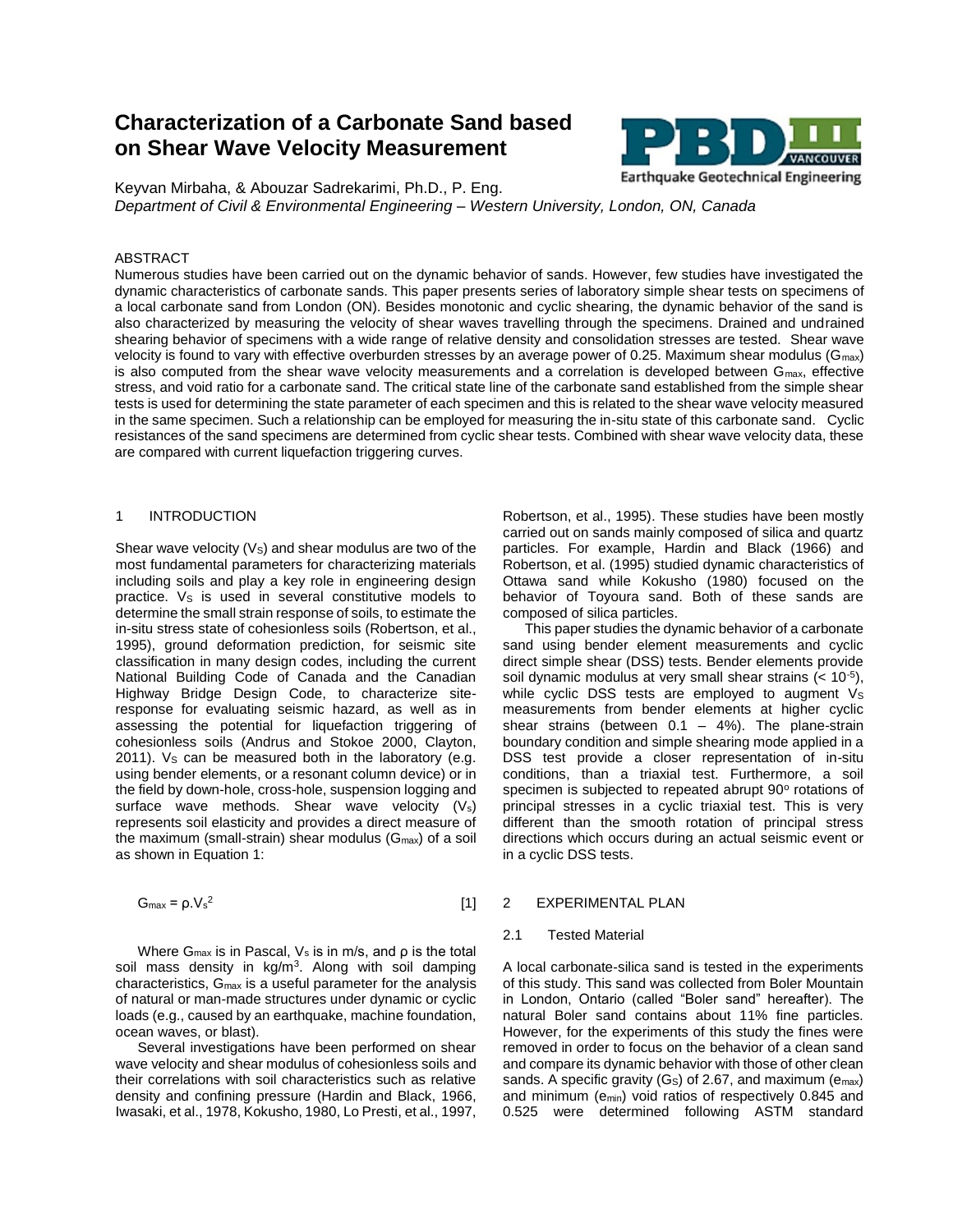# Characterization of a Carbonate Sand based on Shear Wave Velocity Measurement

Keyvan Mirbaha, & Abouzar Sadrekarimi, Ph.D., P. Eng.
*Department of Civil & Environmental Engineering – Western University, London, ON, Canada*

## ABSTRACT

Numerous studies have been carried out on the dynamic behavior of sands. However, few studies have investigated the dynamic characteristics of carbonate sands. This paper presents series of laboratory simple shear tests on specimens of a local carbonate sand from London (ON). Besides monotonic and cyclic shearing, the dynamic behavior of the sand is also characterized by measuring the velocity of shear waves travelling through the specimens. Drained and undrained shearing behavior of specimens with a wide range of relative density and consolidation stresses are tested. Shear wave velocity is found to vary with effective overburden stresses by an average power of 0.25. Maximum shear modulus ($G_{max}$) is also computed from the shear wave velocity measurements and a correlation is developed between $G_{max}$, effective stress, and void ratio for a carbonate sand. The critical state line of the carbonate sand established from the simple shear tests is used for determining the state parameter of each specimen and this is related to the shear wave velocity measured in the same specimen. Such a relationship can be employed for measuring the in-situ state of this carbonate sand. Cyclic resistances of the sand specimens are determined from cyclic shear tests. Combined with shear wave velocity data, these are compared with current liquefaction triggering curves.

## 1 INTRODUCTION

Shear wave velocity ($V_S$) and shear modulus are two of the most fundamental parameters for characterizing materials including soils and play a key role in engineering design practice. $V_S$ is used in several constitutive models to determine the small strain response of soils, to estimate the in-situ stress state of cohesionless soils (Robertson, et al., 1995), ground deformation prediction, for seismic site classification in many design codes, including the current National Building Code of Canada and the Canadian Highway Bridge Design Code, to characterize site-response for evaluating seismic hazard, as well as in assessing the potential for liquefaction triggering of cohesionless soils (Andrus and Stokoe 2000, Clayton, 2011). $V_S$ can be measured both in the laboratory (e.g. using bender elements, or a resonant column device) or in the field by down-hole, cross-hole, suspension logging and surface wave methods. Shear wave velocity ($V_s$) represents soil elasticity and provides a direct measure of the maximum (small-strain) shear modulus ($G_{max}$) of a soil as shown in Equation 1:

$$G_{max} = \rho . V_s^2 \quad [1]$$

Where $G_{max}$ is in Pascal, $V_s$ is in m/s, and $\rho$ is the total soil mass density in kg/m$^3$. Along with soil damping characteristics, $G_{max}$ is a useful parameter for the analysis of natural or man-made structures under dynamic or cyclic loads (e.g., caused by an earthquake, machine foundation, ocean waves, or blast).

Several investigations have been performed on shear wave velocity and shear modulus of cohesionless soils and their correlations with soil characteristics such as relative density and confining pressure (Hardin and Black, 1966, Iwasaki, et al., 1978, Kokusho, 1980, Lo Presti, et al., 1997, Robertson, et al., 1995). These studies have been mostly carried out on sands mainly composed of silica and quartz particles. For example, Hardin and Black (1966) and Robertson, et al. (1995) studied dynamic characteristics of Ottawa sand while Kokusho (1980) focused on the behavior of Toyoura sand. Both of these sands are composed of silica particles.

This paper studies the dynamic behavior of a carbonate sand using bender element measurements and cyclic direct simple shear (DSS) tests. Bender elements provide soil dynamic modulus at very small shear strains ($< 10^{-5}$), while cyclic DSS tests are employed to augment $V_S$ measurements from bender elements at higher cyclic shear strains (between 0.1 – 4%). The plane-strain boundary condition and simple shearing mode applied in a DSS test provide a closer representation of in-situ conditions, than a triaxial test. Furthermore, a soil specimen is subjected to repeated abrupt 90$^o$ rotations of principal stresses in a cyclic triaxial test. This is very different than the smooth rotation of principal stress directions which occurs during an actual seismic event or in a cyclic DSS tests.

## 2 EXPERIMENTAL PLAN

### 2.1 Tested Material

A local carbonate-silica sand is tested in the experiments of this study. This sand was collected from Boler Mountain in London, Ontario (called "Boler sand" hereafter). The natural Boler sand contains about 11% fine particles. However, for the experiments of this study the fines were removed in order to focus on the behavior of a clean sand and compare its dynamic behavior with those of other clean sands. A specific gravity ($G_S$) of 2.67, and maximum ($e_{max}$) and minimum ($e_{min}$) void ratios of respectively 0.845 and 0.525 were determined following ASTM standard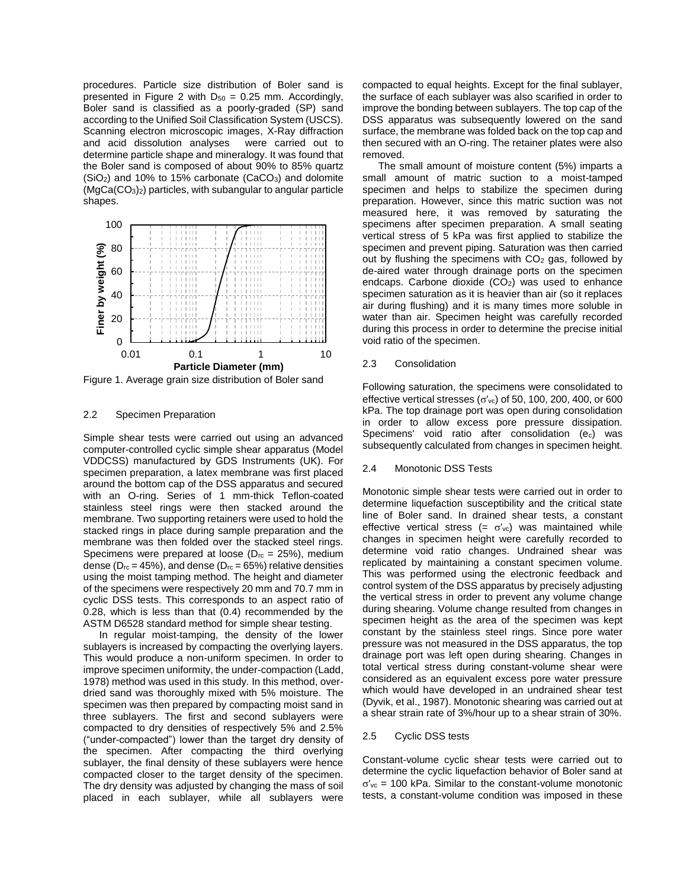procedures. Particle size distribution of Boler sand is presented in Figure 2 with $D_{50}$ = 0.25 mm. Accordingly, Boler sand is classified as a poorly-graded (SP) sand according to the Unified Soil Classification System (USCS). Scanning electron microscopic images, X-Ray diffraction and acid dissolution analyses were carried out to determine particle shape and mineralogy. It was found that the Boler sand is composed of about 90% to 85% quartz ($SiO_2$) and 10% to 15% carbonate ($CaCO_3$) and dolomite ($MgCa(CO_3)_2$) particles, with subangular to angular particle shapes.

Figure 1. Average grain size distribution of Boler sand

### 2.2 Specimen Preparation

Simple shear tests were carried out using an advanced computer-controlled cyclic simple shear apparatus (Model VDDCSS) manufactured by GDS Instruments (UK). For specimen preparation, a latex membrane was first placed around the bottom cap of the DSS apparatus and secured with an O-ring. Series of 1 mm-thick Teflon-coated stainless steel rings were then stacked around the membrane. Two supporting retainers were used to hold the stacked rings in place during sample preparation and the membrane was then folded over the stacked steel rings. Specimens were prepared at loose ($D_{rc}$ = 25%), medium dense ($D_{rc}$ = 45%), and dense ($D_{rc}$ = 65%) relative densities using the moist tamping method. The height and diameter of the specimens were respectively 20 mm and 70.7 mm in cyclic DSS tests. This corresponds to an aspect ratio of 0.28, which is less than that (0.4) recommended by the ASTM D6528 standard method for simple shear testing.

In regular moist-tamping, the density of the lower sublayers is increased by compacting the overlying layers. This would produce a non-uniform specimen. In order to improve specimen uniformity, the under-compaction (Ladd, 1978) method was used in this study. In this method, over-dried sand was thoroughly mixed with 5% moisture. The specimen was then prepared by compacting moist sand in three sublayers. The first and second sublayers were compacted to dry densities of respectively 5% and 2.5% ("under-compacted") lower than the target dry density of the specimen. After compacting the third overlying sublayer, the final density of these sublayers were hence compacted closer to the target density of the specimen. The dry density was adjusted by changing the mass of soil placed in each sublayer, while all sublayers were compacted to equal heights. Except for the final sublayer, the surface of each sublayer was also scarified in order to improve the bonding between sublayers. The top cap of the DSS apparatus was subsequently lowered on the sand surface, the membrane was folded back on the top cap and then secured with an O-ring. The retainer plates were also removed.

The small amount of moisture content (5%) imparts a small amount of matric suction to a moist-tamped specimen and helps to stabilize the specimen during preparation. However, since this matric suction was not measured here, it was removed by saturating the specimens after specimen preparation. A small seating vertical stress of 5 kPa was first applied to stabilize the specimen and prevent piping. Saturation was then carried out by flushing the specimens with $CO_2$ gas, followed by de-aired water through drainage ports on the specimen endcaps. Carbone dioxide ($CO_2$) was used to enhance specimen saturation as it is heavier than air (so it replaces air during flushing) and it is many times more soluble in water than air. Specimen height was carefully recorded during this process in order to determine the precise initial void ratio of the specimen.

### 2.3 Consolidation

Following saturation, the specimens were consolidated to effective vertical stresses ($\sigma'_{vc}$) of 50, 100, 200, 400, or 600 kPa. The top drainage port was open during consolidation in order to allow excess pore pressure dissipation. Specimens' void ratio after consolidation ($e_c$) was subsequently calculated from changes in specimen height.

### 2.4 Monotonic DSS Tests

Monotonic simple shear tests were carried out in order to determine liquefaction susceptibility and the critical state line of Boler sand. In drained shear tests, a constant effective vertical stress (= $\sigma'_{vc}$) was maintained while changes in specimen height were carefully recorded to determine void ratio changes. Undrained shear was replicated by maintaining a constant specimen volume. This was performed using the electronic feedback and control system of the DSS apparatus by precisely adjusting the vertical stress in order to prevent any volume change during shearing. Volume change resulted from changes in specimen height as the area of the specimen was kept constant by the stainless steel rings. Since pore water pressure was not measured in the DSS apparatus, the top drainage port was left open during shearing. Changes in total vertical stress during constant-volume shear were considered as an equivalent excess pore water pressure which would have developed in an undrained shear test (Dyvik, et al., 1987). Monotonic shearing was carried out at a shear strain rate of 3%/hour up to a shear strain of 30%.

### 2.5 Cyclic DSS tests

Constant-volume cyclic shear tests were carried out to determine the cyclic liquefaction behavior of Boler sand at $\sigma'_{vc}$ = 100 kPa. Similar to the constant-volume monotonic tests, a constant-volume condition was imposed in these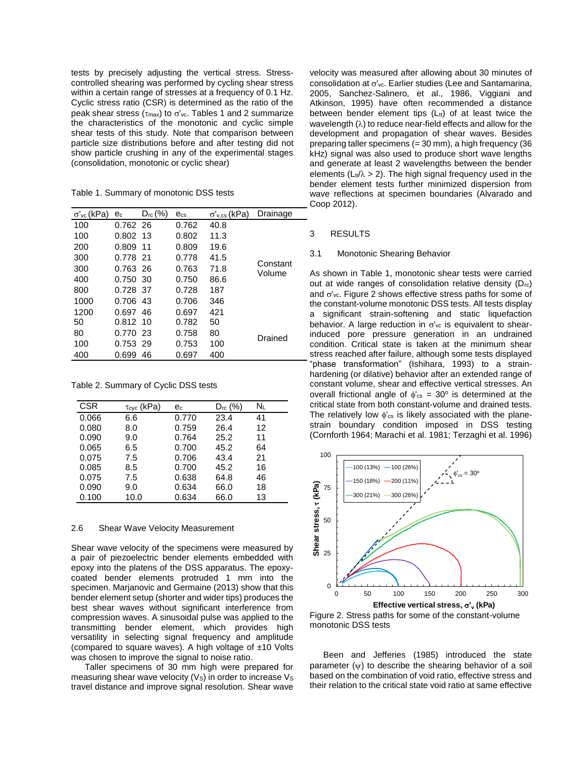tests by precisely adjusting the vertical stress. Stress-controlled shearing was performed by cycling shear stress within a certain range of stresses at a frequency of 0.1 Hz. Cyclic stress ratio (CSR) is determined as the ratio of the peak shear stress ($\tau_{max}$) to $\sigma'_{vc}$. Tables 1 and 2 summarize the characteristics of the monotonic and cyclic simple shear tests of this study. Note that comparison between particle size distributions before and after testing did not show particle crushing in any of the experimental stages (consolidation, monotonic or cyclic shear)

Table 1. Summary of monotonic DSS tests

| $\sigma'_{vc}$ (kPa) | $e_c$ | $D_{rc}$ (%) | $e_{cs}$ | $\sigma'_{v,cs}$ (kPa) | Drainage |
|---|---|---|---|---|---|
| 100 | 0.762 | 26 | 0.762 | 40.8 | Constant Volume |
| 100 | 0.802 | 13 | 0.802 | 11.3 | |
| 200 | 0.809 | 11 | 0.809 | 19.6 | |
| 300 | 0.778 | 21 | 0.778 | 41.5 | |
| 300 | 0.763 | 26 | 0.763 | 71.8 | |
| 400 | 0.750 | 30 | 0.750 | 86.6 | |
| 800 | 0.728 | 37 | 0.728 | 187 | |
| 1000 | 0.706 | 43 | 0.706 | 346 | |
| 1200 | 0.697 | 46 | 0.697 | 421 | |
| 50 | 0.812 | 10 | 0.782 | 50 | Drained |
| 80 | 0.770 | 23 | 0.758 | 80 | |
| 100 | 0.753 | 29 | 0.753 | 100 | |
| 400 | 0.699 | 46 | 0.697 | 400 | |

Table 2. Summary of Cyclic DSS tests

| CSR | $\tau_{cyc}$ (kPa) | $e_c$ | $D_{rc}$ (%) | $N_L$ |
|---|---|---|---|---|
| 0.066 | 6.6 | 0.770 | 23.4 | 41 |
| 0.080 | 8.0 | 0.759 | 26.4 | 12 |
| 0.090 | 9.0 | 0.764 | 25.2 | 11 |
| 0.065 | 6.5 | 0.700 | 45.2 | 64 |
| 0.075 | 7.5 | 0.706 | 43.4 | 21 |
| 0.085 | 8.5 | 0.700 | 45.2 | 16 |
| 0.075 | 7.5 | 0.638 | 64.8 | 46 |
| 0.090 | 9.0 | 0.634 | 66.0 | 18 |
| 0.100 | 10.0 | 0.634 | 66.0 | 13 |

### 2.6 Shear Wave Velocity Measurement

Shear wave velocity of the specimens were measured by a pair of piezoelectric bender elements embedded with epoxy into the platens of the DSS apparatus. The epoxy-coated bender elements protruded 1 mm into the specimen. Marjanovic and Germaine (2013) show that this bender element setup (shorter and wider tips) produces the best shear waves without significant interference from compression waves. A sinusoidal pulse was applied to the transmitting bender element, which provides high versatility in selecting signal frequency and amplitude (compared to square waves). A high voltage of ±10 Volts was chosen to improve the signal to noise ratio.

Taller specimens of 30 mm high were prepared for measuring shear wave velocity ($V_S$) in order to increase $V_S$ travel distance and improve signal resolution. Shear wave velocity was measured after allowing about 30 minutes of consolidation at $\sigma'_{vc}$. Earlier studies (Lee and Santamarina, 2005, Sanchez-Salinero, et al., 1986, Viggiani and Atkinson, 1995) have often recommended a distance between bender element tips ($L_{tt}$) of at least twice the wavelength ($\lambda$) to reduce near-field effects and allow for the development and propagation of shear waves. Besides preparing taller specimens (= 30 mm), a high frequency (36 kHz) signal was also used to produce short wave lengths and generate at least 2 wavelengths between the bender elements ($L_{tt}/\lambda > 2$). The high signal frequency used in the bender element tests further minimized dispersion from wave reflections at specimen boundaries (Alvarado and Coop 2012).

## 3 RESULTS

### 3.1 Monotonic Shearing Behavior

As shown in Table 1, monotonic shear tests were carried out at wide ranges of consolidation relative density ($D_{rc}$) and $\sigma'_{vc}$. Figure 2 shows effective stress paths for some of the constant-volume monotonic DSS tests. All tests display a significant strain-softening and static liquefaction behavior. A large reduction in $\sigma'_{vc}$ is equivalent to shear-induced pore pressure generation in an undrained condition. Critical state is taken at the minimum shear stress reached after failure, although some tests displayed "phase transformation" (Ishihara, 1993) to a strain-hardening (or dilative) behavior after an extended range of constant volume, shear and effective vertical stresses. An overall frictional angle of $\phi'_{cs} = 30^o$ is determined at the critical state from both constant-volume and drained tests. The relatively low $\phi'_{cs}$ is likely associated with the plane-strain boundary condition imposed in DSS testing (Cornforth 1964; Marachi et al. 1981; Terzaghi et al. 1996)

Figure 2. Stress paths for some of the constant-volume monotonic DSS tests

Been and Jefferies (1985) introduced the state parameter ($\psi$) to describe the shearing behavior of a soil based on the combination of void ratio, effective stress and their relation to the critical state void ratio at same effective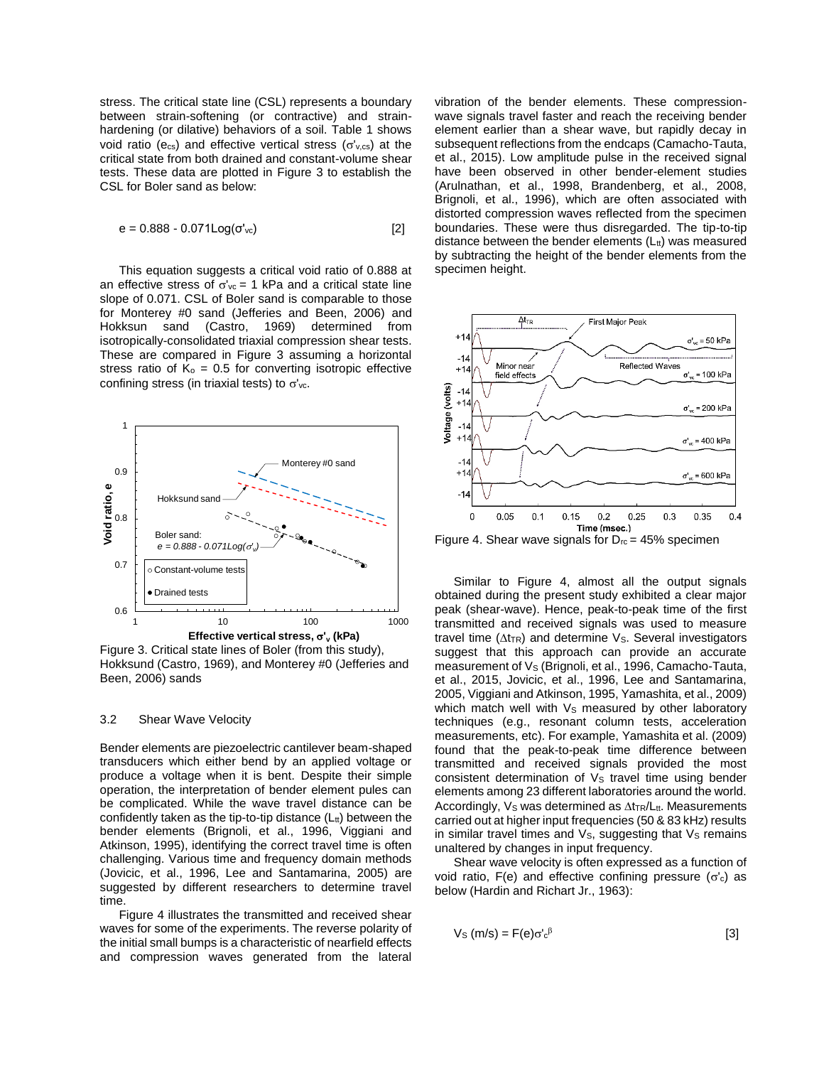stress. The critical state line (CSL) represents a boundary between strain-softening (or contractive) and strain-hardening (or dilative) behaviors of a soil. Table 1 shows void ratio ($e_{cs}$) and effective vertical stress ($\sigma'_{v,cs}$) at the critical state from both drained and constant-volume shear tests. These data are plotted in Figure 3 to establish the CSL for Boler sand as below:

$$e = 0.888 - 0.071\text{Log}(\sigma'_{vc}) \qquad [2]$$

This equation suggests a critical void ratio of 0.888 at an effective stress of $\sigma'_{vc}$ = 1 kPa and a critical state line slope of 0.071. CSL of Boler sand is comparable to those for Monterey #0 sand (Jefferies and Been, 2006) and Hokksun sand (Castro, 1969) determined from isotropically-consolidated triaxial compression shear tests. These are compared in Figure 3 assuming a horizontal stress ratio of $K_o$ = 0.5 for converting isotropic effective confining stress (in triaxial tests) to $\sigma'_{vc}$.

Figure 3. Critical state lines of Boler (from this study), Hokksund (Castro, 1969), and Monterey #0 (Jefferies and Been, 2006) sands

### 3.2 Shear Wave Velocity

Bender elements are piezoelectric cantilever beam-shaped transducers which either bend by an applied voltage or produce a voltage when it is bent. Despite their simple operation, the interpretation of bender element pules can be complicated. While the wave travel distance can be confidently taken as the tip-to-tip distance ($L_{tt}$) between the bender elements (Brignoli, et al., 1996, Viggiani and Atkinson, 1995), identifying the correct travel time is often challenging. Various time and frequency domain methods (Jovicic, et al., 1996, Lee and Santamarina, 2005) are suggested by different researchers to determine travel time.

Figure 4 illustrates the transmitted and received shear waves for some of the experiments. The reverse polarity of the initial small bumps is a characteristic of nearfield effects and compression waves generated from the lateral vibration of the bender elements. These compression-wave signals travel faster and reach the receiving bender element earlier than a shear wave, but rapidly decay in subsequent reflections from the endcaps (Camacho-Tauta, et al., 2015). Low amplitude pulse in the received signal have been observed in other bender-element studies (Arulnathan, et al., 1998, Brandenberg, et al., 2008, Brignoli, et al., 1996), which are often associated with distorted compression waves reflected from the specimen boundaries. These were thus disregarded. The tip-to-tip distance between the bender elements ($L_{tt}$) was measured by subtracting the height of the bender elements from the specimen height.

Figure 4. Shear wave signals for $D_{rc}$ = 45% specimen

Similar to Figure 4, almost all the output signals obtained during the present study exhibited a clear major peak (shear-wave). Hence, peak-to-peak time of the first transmitted and received signals was used to measure travel time ($\Delta t_{TR}$) and determine $V_S$. Several investigators suggest that this approach can provide an accurate measurement of $V_S$ (Brignoli, et al., 1996, Camacho-Tauta, et al., 2015, Jovicic, et al., 1996, Lee and Santamarina, 2005, Viggiani and Atkinson, 1995, Yamashita, et al., 2009) which match well with $V_S$ measured by other laboratory techniques (e.g., resonant column tests, acceleration measurements, etc). For example, Yamashita et al. (2009) found that the peak-to-peak time difference between transmitted and received signals provided the most consistent determination of $V_S$ travel time using bender elements among 23 different laboratories around the world. Accordingly, $V_S$ was determined as $\Delta t_{TR}/L_{tt}$. Measurements carried out at higher input frequencies (50 & 83 kHz) results in similar travel times and $V_S$, suggesting that $V_S$ remains unaltered by changes in input frequency.

Shear wave velocity is often expressed as a function of void ratio, F(e) and effective confining pressure ($\sigma'_c$) as below (Hardin and Richart Jr., 1963):

$$V_S\ (\text{m/s}) = F(e)\sigma'^{\beta}_{c} \qquad [3]$$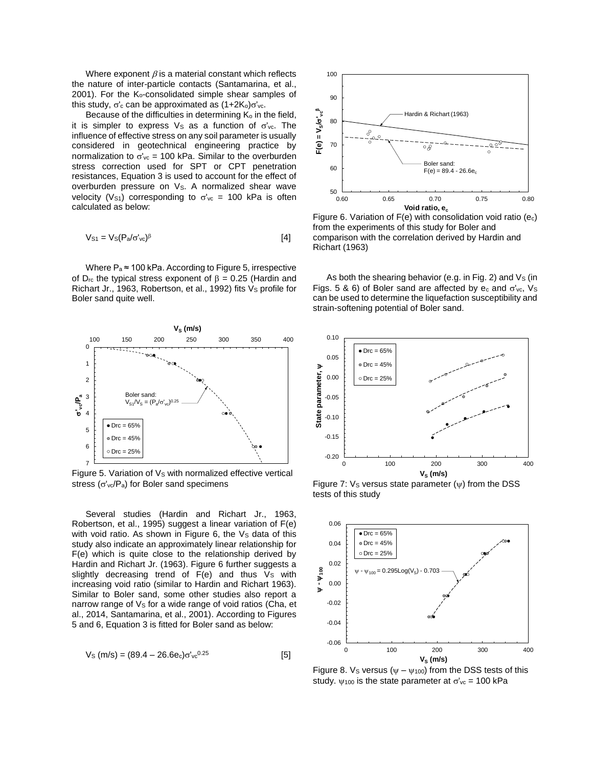Where exponent $\beta$ is a material constant which reflects the nature of inter-particle contacts (Santamarina, et al., 2001). For the $K_o$-consolidated simple shear samples of this study, $\sigma'_c$ can be approximated as $(1+2K_o)\sigma'_{vc}$.

Because of the difficulties in determining $K_o$ in the field, it is simpler to express $V_S$ as a function of $\sigma'_{vc}$. The influence of effective stress on any soil parameter is usually considered in geotechnical engineering practice by normalization to $\sigma'_{vc}$ = 100 kPa. Similar to the overburden stress correction used for SPT or CPT penetration resistances, Equation 3 is used to account for the effect of overburden pressure on $V_S$. A normalized shear wave velocity ($V_{S1}$) corresponding to $\sigma'_{vc}$ = 100 kPa is often calculated as below:

$$V_{S1} = V_S(P_a/\sigma'_{vc})^{\beta} \quad [4]$$

Where $P_a \approx 100$ kPa. According to Figure 5, irrespective of $D_{rc}$ the typical stress exponent of $\beta$ = 0.25 (Hardin and Richart Jr., 1963, Robertson, et al., 1992) fits $V_S$ profile for Boler sand quite well.

Figure 5. Variation of $V_S$ with normalized effective vertical stress ($\sigma'_{vc}/P_a$) for Boler sand specimens

Several studies (Hardin and Richart Jr., 1963, Robertson, et al., 1995) suggest a linear variation of F(e) with void ratio. As shown in Figure 6, the $V_S$ data of this study also indicate an approximately linear relationship for F(e) which is quite close to the relationship derived by Hardin and Richart Jr. (1963). Figure 6 further suggests a slightly decreasing trend of F(e) and thus $V_S$ with increasing void ratio (similar to Hardin and Richart 1963). Similar to Boler sand, some other studies also report a narrow range of $V_S$ for a wide range of void ratios (Cha, et al., 2014, Santamarina, et al., 2001). According to Figures 5 and 6, Equation 3 is fitted for Boler sand as below:

$$V_S\ (\text{m/s}) = (89.4 - 26.6e_c)\sigma'^{0.25}_{vc} \quad [5]$$

Figure 6. Variation of F(e) with consolidation void ratio ($e_c$) from the experiments of this study for Boler and comparison with the correlation derived by Hardin and Richart (1963)

As both the shearing behavior (e.g. in Fig. 2) and $V_S$ (in Figs. 5 & 6) of Boler sand are affected by $e_c$ and $\sigma'_{vc}$, $V_S$ can be used to determine the liquefaction susceptibility and strain-softening potential of Boler sand.

Figure 7: $V_S$ versus state parameter ($\psi$) from the DSS tests of this study

Figure 8. $V_S$ versus ($\psi - \psi_{100}$) from the DSS tests of this study. $\psi_{100}$ is the state parameter at $\sigma'_{vc}$ = 100 kPa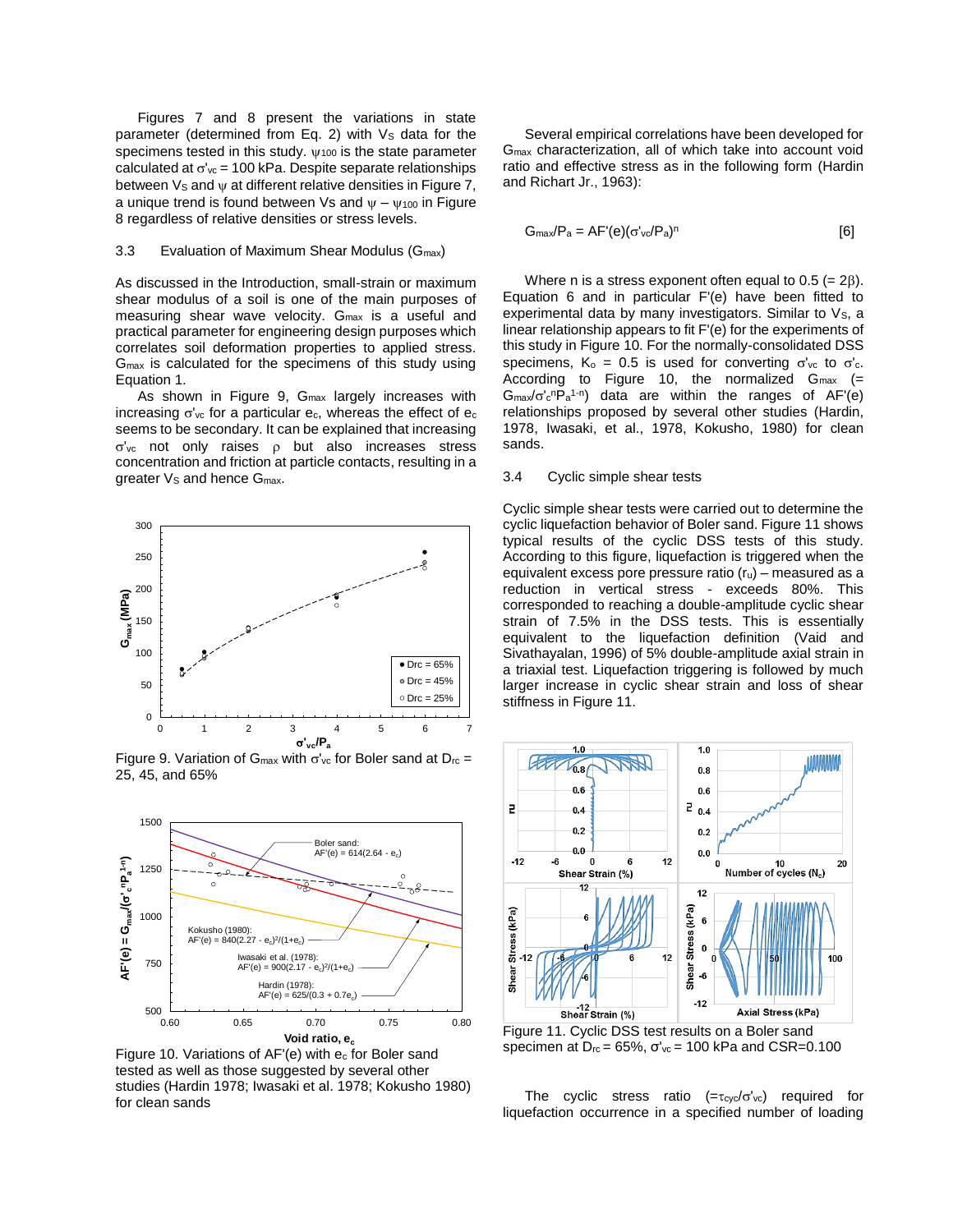Figures 7 and 8 present the variations in state parameter (determined from Eq. 2) with $V_S$ data for the specimens tested in this study. $\psi_{100}$ is the state parameter calculated at $\sigma'_{vc}$ = 100 kPa. Despite separate relationships between $V_S$ and $\psi$ at different relative densities in Figure 7, a unique trend is found between Vs and $\psi - \psi_{100}$ in Figure 8 regardless of relative densities or stress levels.

### 3.3 Evaluation of Maximum Shear Modulus ($G_{max}$)

As discussed in the Introduction, small-strain or maximum shear modulus of a soil is one of the main purposes of measuring shear wave velocity. $G_{max}$ is a useful and practical parameter for engineering design purposes which correlates soil deformation properties to applied stress. $G_{max}$ is calculated for the specimens of this study using Equation 1.

As shown in Figure 9, $G_{max}$ largely increases with increasing $\sigma'_{vc}$ for a particular $e_c$, whereas the effect of $e_c$ seems to be secondary. It can be explained that increasing $\sigma'_{vc}$ not only raises $\rho$ but also increases stress concentration and friction at particle contacts, resulting in a greater $V_S$ and hence $G_{max}$.

Figure 9. Variation of $G_{max}$ with $\sigma'_{vc}$ for Boler sand at $D_{rc}$ = 25, 45, and 65%

Figure 10. Variations of AF'(e) with $e_c$ for Boler sand tested as well as those suggested by several other studies (Hardin 1978; Iwasaki et al. 1978; Kokusho 1980) for clean sands

Several empirical correlations have been developed for $G_{max}$ characterization, all of which take into account void ratio and effective stress as in the following form (Hardin and Richart Jr., 1963):

$$G_{max}/P_a = AF'(e)(\sigma'_{vc}/P_a)^n \qquad [6]$$

Where n is a stress exponent often equal to 0.5 (= 2β). Equation 6 and in particular F'(e) have been fitted to experimental data by many investigators. Similar to $V_S$, a linear relationship appears to fit F'(e) for the experiments of this study in Figure 10. For the normally-consolidated DSS specimens, $K_o$ = 0.5 is used for converting $\sigma'_{vc}$ to $\sigma'_c$. According to Figure 10, the normalized $G_{max}$ (= $G_{max}/\sigma'_c{}^n P_a{}^{1-n}$) data are within the ranges of AF'(e) relationships proposed by several other studies (Hardin, 1978, Iwasaki, et al., 1978, Kokusho, 1980) for clean sands.

### 3.4 Cyclic simple shear tests

Cyclic simple shear tests were carried out to determine the cyclic liquefaction behavior of Boler sand. Figure 11 shows typical results of the cyclic DSS tests of this study. According to this figure, liquefaction is triggered when the equivalent excess pore pressure ratio ($r_u$) – measured as a reduction in vertical stress - exceeds 80%. This corresponded to reaching a double-amplitude cyclic shear strain of 7.5% in the DSS tests. This is essentially equivalent to the liquefaction definition (Vaid and Sivathayalan, 1996) of 5% double-amplitude axial strain in a triaxial test. Liquefaction triggering is followed by much larger increase in cyclic shear strain and loss of shear stiffness in Figure 11.

Figure 11. Cyclic DSS test results on a Boler sand specimen at $D_{rc}$ = 65%, $\sigma'_{vc}$ = 100 kPa and CSR=0.100

The cyclic stress ratio (=$\tau_{cyc}/\sigma'_{vc}$) required for liquefaction occurrence in a specified number of loading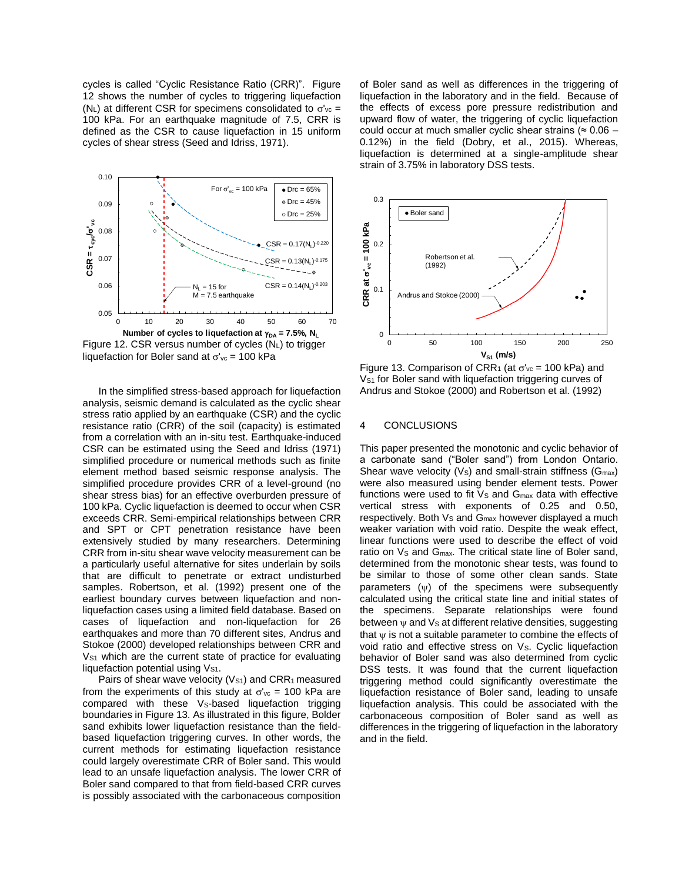cycles is called "Cyclic Resistance Ratio (CRR)". Figure 12 shows the number of cycles to triggering liquefaction ($N_L$) at different CSR for specimens consolidated to $\sigma'_{vc}$ = 100 kPa. For an earthquake magnitude of 7.5, CRR is defined as the CSR to cause liquefaction in 15 uniform cycles of shear stress (Seed and Idriss, 1971).

Figure 12. CSR versus number of cycles ($N_L$) to trigger liquefaction for Boler sand at $\sigma'_{vc}$ = 100 kPa

In the simplified stress-based approach for liquefaction analysis, seismic demand is calculated as the cyclic shear stress ratio applied by an earthquake (CSR) and the cyclic resistance ratio (CRR) of the soil (capacity) is estimated from a correlation with an in-situ test. Earthquake-induced CSR can be estimated using the Seed and Idriss (1971) simplified procedure or numerical methods such as finite element method based seismic response analysis. The simplified procedure provides CRR of a level-ground (no shear stress bias) for an effective overburden pressure of 100 kPa. Cyclic liquefaction is deemed to occur when CSR exceeds CRR. Semi-empirical relationships between CRR and SPT or CPT penetration resistance have been extensively studied by many researchers. Determining CRR from in-situ shear wave velocity measurement can be a particularly useful alternative for sites underlain by soils that are difficult to penetrate or extract undisturbed samples. Robertson, et al. (1992) present one of the earliest boundary curves between liquefaction and non-liquefaction cases using a limited field database. Based on cases of liquefaction and non-liquefaction for 26 earthquakes and more than 70 different sites, Andrus and Stokoe (2000) developed relationships between CRR and $V_{S1}$ which are the current state of practice for evaluating liquefaction potential using $V_{S1}$.

Pairs of shear wave velocity ($V_{S1}$) and $CRR_1$ measured from the experiments of this study at $\sigma'_{vc}$ = 100 kPa are compared with these $V_S$-based liquefaction trigging boundaries in Figure 13. As illustrated in this figure, Bolder sand exhibits lower liquefaction resistance than the field-based liquefaction triggering curves. In other words, the current methods for estimating liquefaction resistance could largely overestimate CRR of Boler sand. This would lead to an unsafe liquefaction analysis. The lower CRR of Boler sand compared to that from field-based CRR curves is possibly associated with the carbonaceous composition of Boler sand as well as differences in the triggering of liquefaction in the laboratory and in the field. Because of the effects of excess pore pressure redistribution and upward flow of water, the triggering of cyclic liquefaction could occur at much smaller cyclic shear strains (≈ 0.06 – 0.12%) in the field (Dobry, et al., 2015). Whereas, liquefaction is determined at a single-amplitude shear strain of 3.75% in laboratory DSS tests.

Figure 13. Comparison of $CRR_1$ (at $\sigma'_{vc}$ = 100 kPa) and $V_{S1}$ for Boler sand with liquefaction triggering curves of Andrus and Stokoe (2000) and Robertson et al. (1992)

## 4 CONCLUSIONS

This paper presented the monotonic and cyclic behavior of a carbonate sand ("Boler sand") from London Ontario. Shear wave velocity ($V_S$) and small-strain stiffness ($G_{max}$) were also measured using bender element tests. Power functions were used to fit $V_S$ and $G_{max}$ data with effective vertical stress with exponents of 0.25 and 0.50, respectively. Both $V_S$ and $G_{max}$ however displayed a much weaker variation with void ratio. Despite the weak effect, linear functions were used to describe the effect of void ratio on $V_S$ and $G_{max}$. The critical state line of Boler sand, determined from the monotonic shear tests, was found to be similar to those of some other clean sands. State parameters ($\psi$) of the specimens were subsequently calculated using the critical state line and initial states of the specimens. Separate relationships were found between $\psi$ and $V_S$ at different relative densities, suggesting that $\psi$ is not a suitable parameter to combine the effects of void ratio and effective stress on $V_S$. Cyclic liquefaction behavior of Boler sand was also determined from cyclic DSS tests. It was found that the current liquefaction triggering method could significantly overestimate the liquefaction resistance of Boler sand, leading to unsafe liquefaction analysis. This could be associated with the carbonaceous composition of Boler sand as well as differences in the triggering of liquefaction in the laboratory and in the field.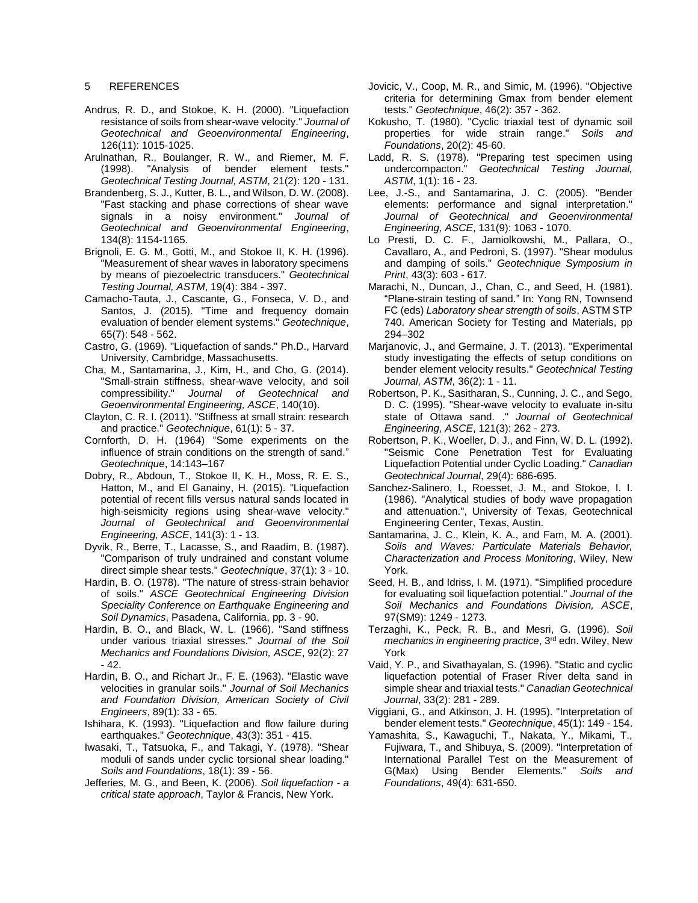## 5 REFERENCES

Andrus, R. D., and Stokoe, K. H. (2000). "Liquefaction resistance of soils from shear-wave velocity." *Journal of Geotechnical and Geoenvironmental Engineering*, 126(11): 1015-1025.

Arulnathan, R., Boulanger, R. W., and Riemer, M. F. (1998). "Analysis of bender element tests." *Geotechnical Testing Journal, ASTM*, 21(2): 120 - 131.

Brandenberg, S. J., Kutter, B. L., and Wilson, D. W. (2008). "Fast stacking and phase corrections of shear wave signals in a noisy environment." *Journal of Geotechnical and Geoenvironmental Engineering*, 134(8): 1154-1165.

Brignoli, E. G. M., Gotti, M., and Stokoe II, K. H. (1996). "Measurement of shear waves in laboratory specimens by means of piezoelectric transducers." *Geotechnical Testing Journal, ASTM*, 19(4): 384 - 397.

Camacho-Tauta, J., Cascante, G., Fonseca, V. D., and Santos, J. (2015). "Time and frequency domain evaluation of bender element systems." *Geotechnique*, 65(7): 548 - 562.

Castro, G. (1969). "Liquefaction of sands." Ph.D., Harvard University, Cambridge, Massachusetts.

Cha, M., Santamarina, J., Kim, H., and Cho, G. (2014). "Small-strain stiffness, shear-wave velocity, and soil compressibility." *Journal of Geotechnical and Geoenvironmental Engineering, ASCE*, 140(10).

Clayton, C. R. I. (2011). "Stiffness at small strain: research and practice." *Geotechnique*, 61(1): 5 - 37.

Cornforth, D. H. (1964) "Some experiments on the influence of strain conditions on the strength of sand." *Geotechnique*, 14:143–167

Dobry, R., Abdoun, T., Stokoe II, K. H., Moss, R. E. S., Hatton, M., and El Ganainy, H. (2015). "Liquefaction potential of recent fills versus natural sands located in high-seismicity regions using shear-wave velocity." *Journal of Geotechnical and Geoenvironmental Engineering, ASCE*, 141(3): 1 - 13.

Dyvik, R., Berre, T., Lacasse, S., and Raadim, B. (1987). "Comparison of truly undrained and constant volume direct simple shear tests." *Geotechnique*, 37(1): 3 - 10.

Hardin, B. O. (1978). "The nature of stress-strain behavior of soils." *ASCE Geotechnical Engineering Division Speciality Conference on Earthquake Engineering and Soil Dynamics*, Pasadena, California, pp. 3 - 90.

Hardin, B. O., and Black, W. L. (1966). "Sand stiffness under various triaxial stresses." *Journal of the Soil Mechanics and Foundations Division, ASCE*, 92(2): 27 - 42.

Hardin, B. O., and Richart Jr., F. E. (1963). "Elastic wave velocities in granular soils." *Journal of Soil Mechanics and Foundation Division, American Society of Civil Engineers*, 89(1): 33 - 65.

Ishihara, K. (1993). "Liquefaction and flow failure during earthquakes." *Geotechnique*, 43(3): 351 - 415.

Iwasaki, T., Tatsuoka, F., and Takagi, Y. (1978). "Shear moduli of sands under cyclic torsional shear loading." *Soils and Foundations*, 18(1): 39 - 56.

Jefferies, M. G., and Been, K. (2006). *Soil liquefaction - a critical state approach*, Taylor & Francis, New York.

Jovicic, V., Coop, M. R., and Simic, M. (1996). "Objective criteria for determining Gmax from bender element tests." *Geotechnique*, 46(2): 357 - 362.

Kokusho, T. (1980). "Cyclic triaxial test of dynamic soil properties for wide strain range." *Soils and Foundations*, 20(2): 45-60.

Ladd, R. S. (1978). "Preparing test specimen using undercompacton." *Geotechnical Testing Journal, ASTM*, 1(1): 16 - 23.

Lee, J.-S., and Santamarina, J. C. (2005). "Bender elements: performance and signal interpretation." *Journal of Geotechnical and Geoenvironmental Engineering, ASCE*, 131(9): 1063 - 1070.

Lo Presti, D. C. F., Jamiolkowshi, M., Pallara, O., Cavallaro, A., and Pedroni, S. (1997). "Shear modulus and damping of soils." *Geotechnique Symposium in Print*, 43(3): 603 - 617.

Marachi, N., Duncan, J., Chan, C., and Seed, H. (1981). "Plane-strain testing of sand." In: Yong RN, Townsend FC (eds) *Laboratory shear strength of soils*, ASTM STP 740. American Society for Testing and Materials, pp 294–302

Marjanovic, J., and Germaine, J. T. (2013). "Experimental study investigating the effects of setup conditions on bender element velocity results." *Geotechnical Testing Journal, ASTM*, 36(2): 1 - 11.

Robertson, P. K., Sasitharan, S., Cunning, J. C., and Sego, D. C. (1995). "Shear-wave velocity to evaluate in-situ state of Ottawa sand. ." *Journal of Geotechnical Engineering, ASCE*, 121(3): 262 - 273.

Robertson, P. K., Woeller, D. J., and Finn, W. D. L. (1992). "Seismic Cone Penetration Test for Evaluating Liquefaction Potential under Cyclic Loading." *Canadian Geotechnical Journal*, 29(4): 686-695.

Sanchez-Salinero, I., Roesset, J. M., and Stokoe, I. I. (1986). "Analytical studies of body wave propagation and attenuation.", University of Texas, Geotechnical Engineering Center, Texas, Austin.

Santamarina, J. C., Klein, K. A., and Fam, M. A. (2001). *Soils and Waves: Particulate Materials Behavior, Characterization and Process Monitoring*, Wiley, New York.

Seed, H. B., and Idriss, I. M. (1971). "Simplified procedure for evaluating soil liquefaction potential." *Journal of the Soil Mechanics and Foundations Division, ASCE*, 97(SM9): 1249 - 1273.

Terzaghi, K., Peck, R. B., and Mesri, G. (1996). *Soil mechanics in engineering practice*, 3rd edn. Wiley, New York

Vaid, Y. P., and Sivathayalan, S. (1996). "Static and cyclic liquefaction potential of Fraser River delta sand in simple shear and triaxial tests." *Canadian Geotechnical Journal*, 33(2): 281 - 289.

Viggiani, G., and Atkinson, J. H. (1995). "Interpretation of bender element tests." *Geotechnique*, 45(1): 149 - 154.

Yamashita, S., Kawaguchi, T., Nakata, Y., Mikami, T., Fujiwara, T., and Shibuya, S. (2009). "Interpretation of International Parallel Test on the Measurement of G(Max) Using Bender Elements." *Soils and Foundations*, 49(4): 631-650.